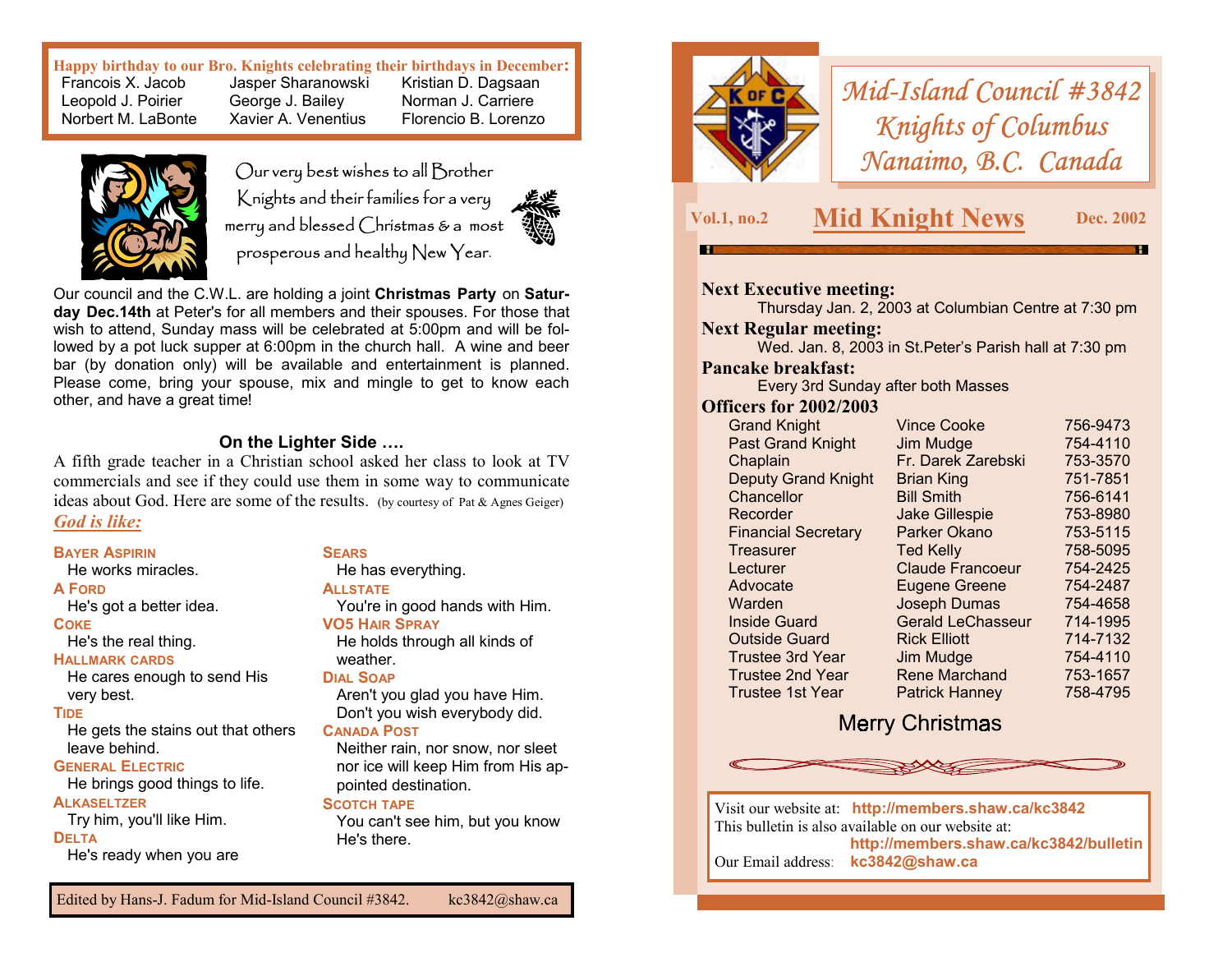# Mid-Island Council #3842
## Knights of Columbus
## Nanaimo, B.C. Canada

**Vol.1, no.2** — **Mid Knight News** — **Dec. 2002**

**Next Executive meeting:**
Thursday Jan. 2, 2003 at Columbian Centre at 7:30 pm

**Next Regular meeting:**
Wed. Jan. 8, 2003 in St.Peter's Parish hall at 7:30 pm

**Pancake breakfast:**
Every 3rd Sunday after both Masses

**Officers for 2002/2003**

| Office | Name | Phone |
|---|---|---|
| Grand Knight | Vince Cooke | 756-9473 |
| Past Grand Knight | Jim Mudge | 754-4110 |
| Chaplain | Fr. Darek Zarebski | 753-3570 |
| Deputy Grand Knight | Brian King | 751-7851 |
| Chancellor | Bill Smith | 756-6141 |
| Recorder | Jake Gillespie | 753-8980 |
| Financial Secretary | Parker Okano | 753-5115 |
| Treasurer | Ted Kelly | 758-5095 |
| Lecturer | Claude Francoeur | 754-2425 |
| Advocate | Eugene Greene | 754-2487 |
| Warden | Joseph Dumas | 754-4658 |
| Inside Guard | Gerald LeChasseur | 714-1995 |
| Outside Guard | Rick Elliott | 714-7132 |
| Trustee 3rd Year | Jim Mudge | 754-4110 |
| Trustee 2nd Year | Rene Marchand | 753-1657 |
| Trustee 1st Year | Patrick Hanney | 758-4795 |

Merry Christmas

Visit our website at: **http://members.shaw.ca/kc3842**
This bulletin is also available on our website at: **http://members.shaw.ca/kc3842/bulletin**
Our Email address: **kc3842@shaw.ca**

---

**Happy birthday to our Bro. Knights celebrating their birthdays in December:**

| | | |
|---|---|---|
| Francois X. Jacob | Jasper Sharanowski | Kristian D. Dagsaan |
| Leopold J. Poirier | George J. Bailey | Norman J. Carriere |
| Norbert M. LaBonte | Xavier A. Venentius | Florencio B. Lorenzo |

Our very best wishes to all Brother Knights and their families for a very merry and blessed Christmas & a most prosperous and healthy New Year.

Our council and the C.W.L. are holding a joint **Christmas Party** on **Saturday Dec.14th** at Peter's for all members and their spouses. For those that wish to attend, Sunday mass will be celebrated at 5:00pm and will be followed by a pot luck supper at 6:00pm in the church hall. A wine and beer bar (by donation only) will be available and entertainment is planned. Please come, bring your spouse, mix and mingle to get to know each other, and have a great time!

### On the Lighter Side ….

A fifth grade teacher in a Christian school asked her class to look at TV commercials and see if they could use them in some way to communicate ideas about God. Here are some of the results. (by courtesy of Pat & Agnes Geiger)

***God is like:***

**BAYER ASPIRIN**
He works miracles.

**A FORD**
He's got a better idea.

**COKE**
He's the real thing.

**HALLMARK CARDS**
He cares enough to send His very best.

**TIDE**
He gets the stains out that others leave behind.

**GENERAL ELECTRIC**
He brings good things to life.

**ALKASELTZER**
Try him, you'll like Him.

**DELTA**
He's ready when you are

**SEARS**
He has everything.

**ALLSTATE**
You're in good hands with Him.

**VO5 HAIR SPRAY**
He holds through all kinds of weather.

**DIAL SOAP**
Aren't you glad you have Him. Don't you wish everybody did.

**CANADA POST**
Neither rain, nor snow, nor sleet nor ice will keep Him from His appointed destination.

**SCOTCH TAPE**
You can't see him, but you know He's there.

Edited by Hans-J. Fadum for Mid-Island Council #3842. kc3842@shaw.ca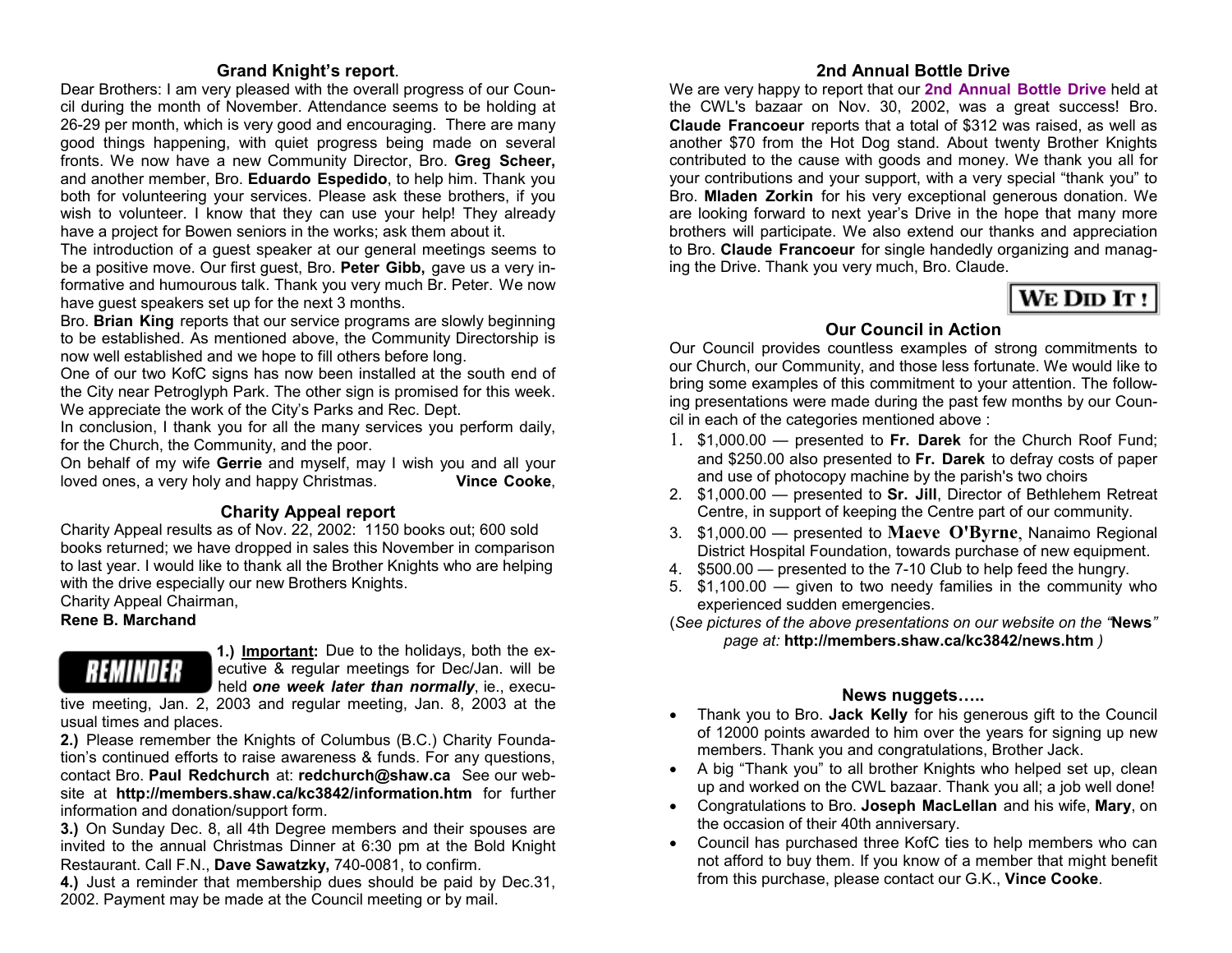## Grand Knight's report.

Dear Brothers: I am very pleased with the overall progress of our Council during the month of November. Attendance seems to be holding at 26-29 per month, which is very good and encouraging. There are many good things happening, with quiet progress being made on several fronts. We now have a new Community Director, Bro. **Greg Scheer,** and another member, Bro. **Eduardo Espedido**, to help him. Thank you both for volunteering your services. Please ask these brothers, if you wish to volunteer. I know that they can use your help! They already have a project for Bowen seniors in the works; ask them about it.

The introduction of a guest speaker at our general meetings seems to be a positive move. Our first guest, Bro. **Peter Gibb,** gave us a very informative and humourous talk. Thank you very much Br. Peter. We now have guest speakers set up for the next 3 months.

Bro. **Brian King** reports that our service programs are slowly beginning to be established. As mentioned above, the Community Directorship is now well established and we hope to fill others before long.

One of our two KofC signs has now been installed at the south end of the City near Petroglyph Park. The other sign is promised for this week. We appreciate the work of the City's Parks and Rec. Dept.

In conclusion, I thank you for all the many services you perform daily, for the Church, the Community, and the poor.

On behalf of my wife **Gerrie** and myself, may I wish you and all your loved ones, a very holy and happy Christmas. **Vince Cooke**,

## Charity Appeal report

Charity Appeal results as of Nov. 22, 2002: 1150 books out; 600 sold books returned; we have dropped in sales this November in comparison to last year. I would like to thank all the Brother Knights who are helping with the drive especially our new Brothers Knights.

Charity Appeal Chairman,

**Rene B. Marchand**

REMINDER

**1.)** **Important:** Due to the holidays, both the executive & regular meetings for Dec/Jan. will be held ***one week later than normally***, ie., executive meeting, Jan. 2, 2003 and regular meeting, Jan. 8, 2003 at the usual times and places.

**2.)** Please remember the Knights of Columbus (B.C.) Charity Foundation's continued efforts to raise awareness & funds. For any questions, contact Bro. **Paul Redchurch** at: **redchurch@shaw.ca** See our website at **http://members.shaw.ca/kc3842/information.htm** for further information and donation/support form.

**3.)** On Sunday Dec. 8, all 4th Degree members and their spouses are invited to the annual Christmas Dinner at 6:30 pm at the Bold Knight Restaurant. Call F.N., **Dave Sawatzky,** 740-0081, to confirm.

**4.)** Just a reminder that membership dues should be paid by Dec.31, 2002. Payment may be made at the Council meeting or by mail.

## 2nd Annual Bottle Drive

We are very happy to report that our **2nd Annual Bottle Drive** held at the CWL's bazaar on Nov. 30, 2002, was a great success! Bro. **Claude Francoeur** reports that a total of $312 was raised, as well as another $70 from the Hot Dog stand. About twenty Brother Knights contributed to the cause with goods and money. We thank you all for your contributions and your support, with a very special "thank you" to Bro. **Mladen Zorkin** for his very exceptional generous donation. We are looking forward to next year's Drive in the hope that many more brothers will participate. We also extend our thanks and appreciation to Bro. **Claude Francoeur** for single handedly organizing and managing the Drive. Thank you very much, Bro. Claude.

WE DID IT !

## Our Council in Action

Our Council provides countless examples of strong commitments to our Church, our Community, and those less fortunate. We would like to bring some examples of this commitment to your attention. The following presentations were made during the past few months by our Council in each of the categories mentioned above :

1. $1,000.00 — presented to **Fr. Darek** for the Church Roof Fund; and $250.00 also presented to **Fr. Darek** to defray costs of paper and use of photocopy machine by the parish's two choirs
2. $1,000.00 — presented to **Sr. Jill**, Director of Bethlehem Retreat Centre, in support of keeping the Centre part of our community.
3. $1,000.00 — presented to **Maeve O'Byrne**, Nanaimo Regional District Hospital Foundation, towards purchase of new equipment.
4. $500.00 — presented to the 7-10 Club to help feed the hungry.
5. $1,100.00 — given to two needy families in the community who experienced sudden emergencies.

(*See pictures of the above presentations on our website on the "***News***" page at:* **http://members.shaw.ca/kc3842/news.htm** *)*

## News nuggets…..

- Thank you to Bro. **Jack Kelly** for his generous gift to the Council of 12000 points awarded to him over the years for signing up new members. Thank you and congratulations, Brother Jack.
- A big "Thank you" to all brother Knights who helped set up, clean up and worked on the CWL bazaar. Thank you all; a job well done!
- Congratulations to Bro. **Joseph MacLellan** and his wife, **Mary**, on the occasion of their 40th anniversary.
- Council has purchased three KofC ties to help members who can not afford to buy them. If you know of a member that might benefit from this purchase, please contact our G.K., **Vince Cooke**.